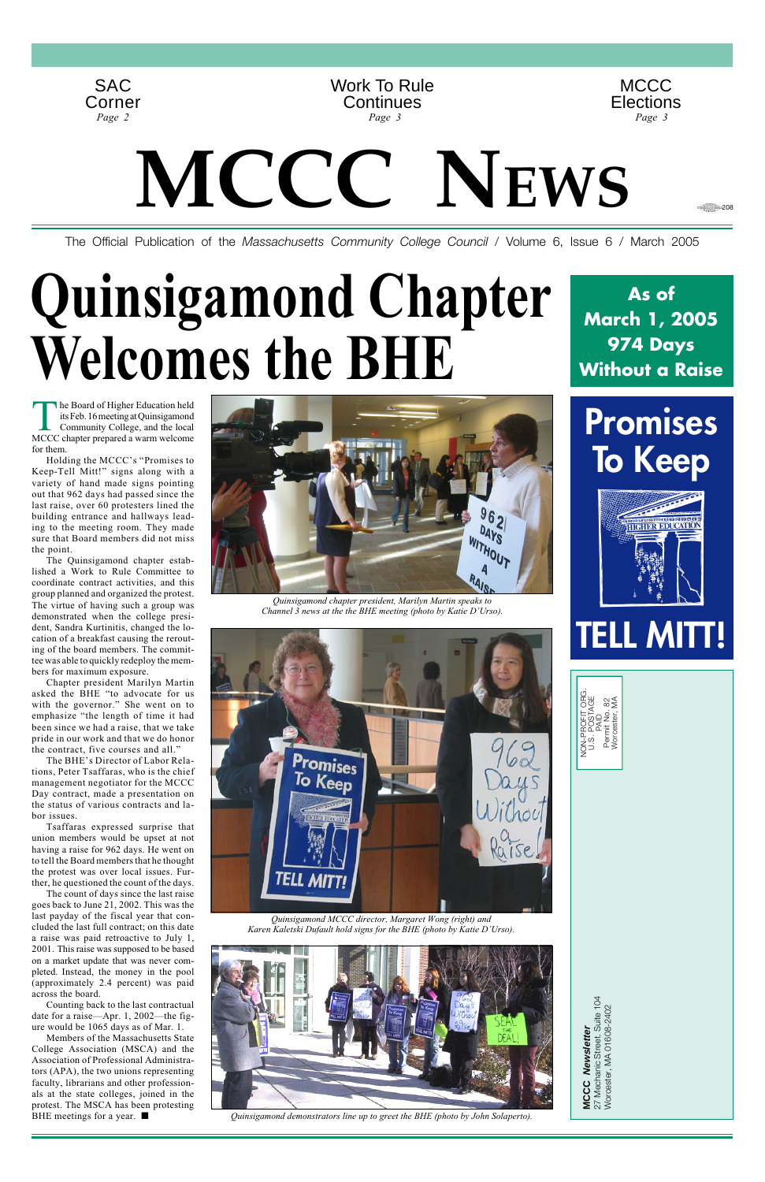SAC Corner
*Page 2*

Work To Rule Continues
*Page 3*

MCCC Elections
*Page 3*

# MCCC NEWS

The Official Publication of the *Massachusetts Community College Council* / Volume 6, Issue 6 / March 2005

# Quinsigamond Chapter Welcomes the BHE

**As of March 1, 2005 974 Days Without a Raise**

The Board of Higher Education held its Feb. 16 meeting at Quinsigamond Community College, and the local MCCC chapter prepared a warm welcome for them.

Holding the MCCC's "Promises to Keep-Tell Mitt!" signs along with a variety of hand made signs pointing out that 962 days had passed since the last raise, over 60 protesters lined the building entrance and hallways leading to the meeting room. They made sure that Board members did not miss the point.

The Quinsigamond chapter established a Work to Rule Committee to coordinate contract activities, and this group planned and organized the protest. The virtue of having such a group was demonstrated when the college president, Sandra Kurtinitis, changed the location of a breakfast causing the rerouting of the board members. The committee was able to quickly redeploy the members for maximum exposure.

Chapter president Marilyn Martin asked the BHE "to advocate for us with the governor." She went on to emphasize "the length of time it had been since we had a raise, that we take pride in our work and that we do honor the contract, five courses and all."

The BHE's Director of Labor Relations, Peter Tsaffaras, who is the chief management negotiator for the MCCC Day contract, made a presentation on the status of various contracts and labor issues.

Tsaffaras expressed surprise that union members would be upset at not having a raise for 962 days. He went on to tell the Board members that he thought the protest was over local issues. Further, he questioned the count of the days.

The count of days since the last raise goes back to June 21, 2002. This was the last payday of the fiscal year that concluded the last full contract; on this date a raise was paid retroactive to July 1, 2001. This raise was supposed to be based on a market update that was never completed. Instead, the money in the pool (approximately 2.4 percent) was paid across the board.

Counting back to the last contractual date for a raise—Apr. 1, 2002—the figure would be 1065 days as of Mar. 1.

Members of the Massachusetts State College Association (MSCA) and the Association of Professional Administrators (APA), the two unions representing faculty, librarians and other professionals at the state colleges, joined in the protest. The MSCA has been protesting BHE meetings for a year. ■

*Quinsigamond chapter president, Marilyn Martin speaks to Channel 3 news at the the BHE meeting (photo by Katie D'Urso).*

*Quinsigamond MCCC director, Margaret Wong (right) and Karen Kaletski Dufault hold signs for the BHE (photo by Katie D'Urso).*

*Quinsigamond demonstrators line up to greet the BHE (photo by John Solaperto).*

**Promises To Keep**

**TELL MITT!**

NON-PROFIT ORG.
U.S. POSTAGE
PAID
Permit No. 82
Worcester, MA

**MCCC *Newsletter***
27 Mechanic Street, Suite 104
Worcester, MA 01608-2402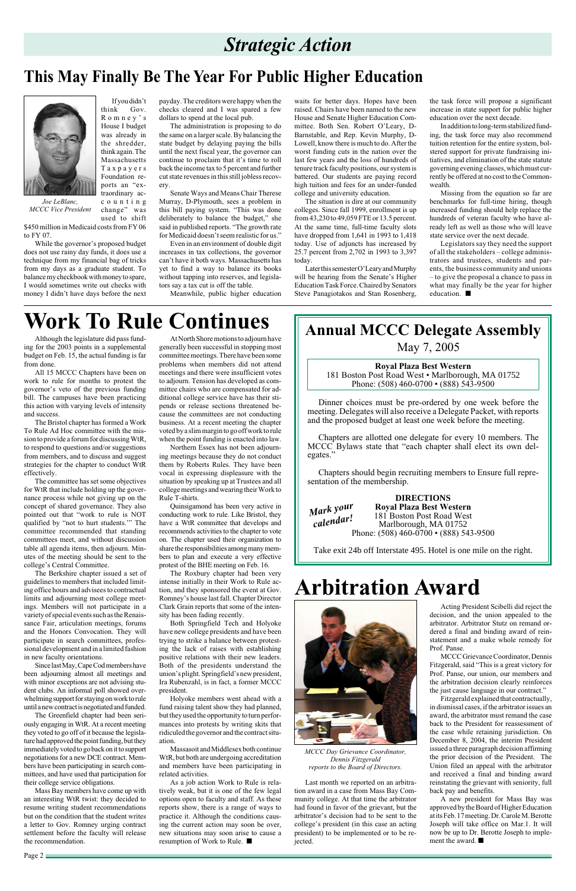# Strategic Action

## This May Finally Be The Year For Public Higher Education

*Joe LeBlanc, MCCC Vice President*

If you didn't think Gov. Romney's House I budget was already in the shredder, think again. The Massachusetts Taxpayers Foundation reports an "extraordinary accounting change" was used to shift $450 million in Medicaid costs from FY 06 to FY 07.

While the governor's proposed budget does not use rainy day funds, it does use a technique from my financial bag of tricks from my days as a graduate student. To balance my checkbook with money to spare, I would sometimes write out checks with money I didn't have days before the next payday. The creditors were happy when the checks cleared and I was spared a few dollars to spend at the local pub.

The administration is proposing to do the same on a larger scale. By balancing the state budget by delaying paying the bills until the next fiscal year, the governor can continue to proclaim that it's time to roll back the income tax to 5 percent and further cut state revenues in this still jobless recovery.

Senate Ways and Means Chair Therese Murray, D-Plymouth, sees a problem in this bill paying system. "This was done deliberately to balance the budget," she said in published reports. "The growth rate for Medicaid doesn't seem realistic for us."

Even in an environment of double digit increases in tax collections, the governor can't have it both ways. Massachusetts has yet to find a way to balance its books without tapping into reserves, and legislators say a tax cut is off the table.

Meanwhile, public higher education waits for better days. Hopes have been raised. Chairs have been named to the new House and Senate Higher Education Committee. Both Sen. Robert O'Leary, D-Barnstable, and Rep. Kevin Murphy, D-Lowell, know there is much to do. After the worst funding cuts in the nation over the last few years and the loss of hundreds of tenure track faculty positions, our system is battered. Our students are paying record high tuition and fees for an under-funded college and university education.

The situation is dire at our community colleges. Since fall 1999, enrollment is up from 43,230 to 49,059 FTE or 13.5 percent. At the same time, full-time faculty slots have dropped from 1,641 in 1993 to 1,418 today. Use of adjuncts has increased by 25.7 percent from 2,702 in 1993 to 3,397 today.

Later this semester O'Leary and Murphy will be hearing from the Senate's Higher Education Task Force. Chaired by Senators Steve Panagiotakos and Stan Rosenberg, the task force will propose a significant increase in state support for public higher education over the next decade.

In addition to long-term stabilized funding, the task force may also recommend tuition retention for the entire system, bolstered support for private fundraising initiatives, and elimination of the state statute governing evening classes, which must currently be offered at no cost to the Commonwealth.

Missing from the equation so far are benchmarks for full-time hiring, though increased funding should help replace the hundreds of veteran faculty who have already left as well as those who will leave state service over the next decade.

Legislators say they need the support of all the stakeholders – college administrators and trustees, students and parents, the business community and unions – to give the proposal a chance to pass in what may finally be the year for higher education. ■

# Work To Rule Continues

Although the legislature did pass funding for the 2003 points in a supplemental budget on Feb. 15, the actual funding is far from done.

All 15 MCCC Chapters have been on work to rule for months to protest the governor's veto of the previous funding bill. The campuses have been practicing this action with varying levels of intensity and success.

The Bristol chapter has formed a Work To Rule Ad Hoc committee with the mission to provide a forum for discussing WtR, to respond to questions and/or suggestions from members, and to discuss and suggest strategies for the chapter to conduct WtR effectively.

The committee has set some objectives for WtR that include holding up the governance process while not giving up on the concept of shared governance. They also pointed out that "work to rule is NOT qualified by "not to hurt students."" The committee recommended that standing committees meet, and without discussion table all agenda items, then adjourn. Minutes of the meeting should be sent to the college's Central Committee.

The Berkshire chapter issued a set of guidelines to members that included limiting office hours and advises to contractual limits and adjourning most college meetings. Members will not participate in a variety of special events such as the Renaissance Fair, articulation meetings, forums and the Honors Convocation. They will participate in search committees, professional development and in a limited fashion in new faculty orientations.

Since last May, Cape Cod members have been adjourning almost all meetings and with minor exceptions are not advising student clubs. An informal poll showed overwhelming support for staying on work to rule until a new contract is negotiated and funded.

The Greenfield chapter had been seriously engaging in WtR. At a recent meeting they voted to go off of it because the legislature had approved the point funding, but they immediately voted to go back on it to support negotiations for a new DCE contract. Members have been participating in search committees, and have used that participation for their college service obligations.

Mass Bay members have come up with an interesting WtR twist: they decided to resume writing student recommendations but on the condition that the student writes a letter to Gov. Romney urging contract settlement before the faculty will release the recommendation.

At North Shore motions to adjourn have generally been successful in stopping most committee meetings. There have been some problems when members did not attend meetings and there were insufficient votes to adjourn. Tension has developed as committee chairs who are compensated for additional college service have had their stipends or release sections threatened because the committees are not conducting business. At a recent meeting the chapter voted by a slim margin to go off work to rule when the point funding is enacted into law.

Northern Essex has not been adjourning meetings because they do not conduct them by Roberts Rules. They have been vocal in expressing displeasure with the situation by speaking up at Trustees and all college meetings and wearing their Work to Rule T-shirts.

Quinsigamond has been very active in conducting work to rule. Like Bristol, they have a WtR committee that develops and recommends activities to the chapter to vote on. The chapter used their organization to share the responsibilities among many members to plan and execute a very effective protest of the BHE meeting on Feb. 16.

The Roxbury chapter had been very intense initially in their Work to Rule action, and they sponsored the event at Gov. Romney's house last fall. Chapter Director Clark Grain reports that some of the intensity has been fading recently.

Both Springfield Tech and Holyoke have new college presidents and have been trying to strike a balance between protesting the lack of raises with establishing positive relations with their new leaders. Both of the presidents understand the union's plight. Springfield's new president, Ira Rubenzahl, is in fact, a former MCCC president.

Holyoke members went ahead with a fund raising talent show they had planned, but they used the opportunity to turn performances into protests by writing skits that ridiculed the governor and the contract situation.

Massasoit and Middlesex both continue WtR, but both are undergoing accreditation and members have been participating in related activities.

As a job action Work to Rule is relatively weak, but it is one of the few legal options open to faculty and staff. As these reports show, there is a range of ways to practice it. Although the conditions causing the current action may soon be over, new situations may soon arise to cause a resumption of Work to Rule. ■

# Annual MCCC Delegate Assembly

May 7, 2005

**Royal Plaza Best Western**
181 Boston Post Road West • Marlborough, MA 01752
Phone: (508) 460-0700 • (888) 543-9500

Dinner choices must be pre-ordered by one week before the meeting. Delegates will also receive a Delegate Packet, with reports and the proposed budget at least one week before the meeting.

Chapters are allotted one delegate for every 10 members. The MCCC Bylaws state that "each chapter shall elect its own delegates."

Chapters should begin recruiting members to Ensure full representation of the membership.

*Mark your calendar!*

**DIRECTIONS**
**Royal Plaza Best Western**
181 Boston Post Road West
Marlborough, MA 01752
Phone: (508) 460-0700 • (888) 543-9500

Take exit 24b off Interstate 495. Hotel is one mile on the right.

# Arbitration Award

*MCCC Day Grievance Coordinator, Dennis Fitzgerald reports to the Board of Directors.*

Last month we reported on an arbitration award in a case from Mass Bay Community college. At that time the arbitrator had found in favor of the grievant, but the arbitrator's decision had to be sent to the college's president (in this case an acting president) to be implemented or to be rejected.

Acting President Scibelli did reject the decision, and the union appealed to the arbitrator. Arbitrator Stutz on remand ordered a final and binding award of reinstatement and a make whole remedy for Prof. Panse.

MCCC Grievance Coordinator, Dennis Fitzgerald, said "This is a great victory for Prof. Panse, our union, our members and the arbitration decision clearly reinforces the just cause language in our contract."

Fitzgerald explained that contractually, in dismissal cases, if the arbitrator issues an award, the arbitrator must remand the case back to the President for reassessment of the case while retaining jurisdiction. On December 8, 2004, the interim President issued a three paragraph decision affirming the prior decision of the President. The Union filed an appeal with the arbitrator and received a final and binding award reinstating the grievant with seniority, full back pay and benefits.

A new president for Mass Bay was approved by the Board of Higher Education at its Feb. 17 meeting. Dr. Carole M. Berotte Joseph will take office on Mar. 1. It will now be up to Dr. Berotte Joseph to implement the award. ■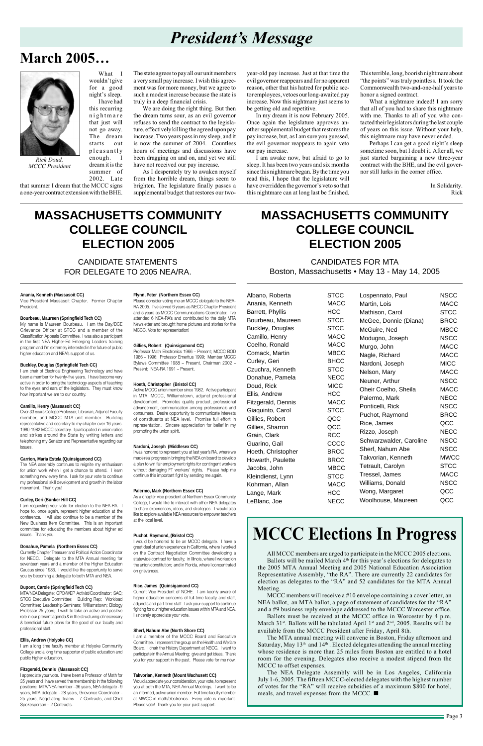# President's Message

## March 2005…

*Rick Doud, MCCC President*

What I wouldn't give for a good night's sleep. I have had this recurring nightmare that just will not go away. The dream starts out pleasantly enough. I dream it is the summer of 2002. Late that summer I dream that the MCCC signs a one-year contract extension with the BHE. The state agrees to pay all our unit members a very small pay increase. I wish this agreement was for more money, but we agree to such a modest increase because the state is truly in a deep financial crisis.

We are doing the right thing. But then the dream turns sour, as an evil governor refuses to send the contract to the legislature, effectively killing the agreed upon pay increase. Two years pass in my sleep, and it is now the summer of 2004. Countless hours of meetings and discussions have been dragging on and on, and yet we still have not received our pay increase.

As I desperately try to awaken myself from the horrible dream, things seem to brighten. The legislature finally passes a supplemental budget that restores our two-year-old pay increase. Just at that time the evil governor reappears and for no apparent reason, other that his hatred for public sector employees, vetoes our long-awaited pay increase. Now this nightmare just seems to be getting old and repetitive.

In my dream it is now February 2005. Once again the legislature approves another supplemental budget that restores the pay increase, but, as I am sure you guessed, the evil governor reappears to again veto our pay increase.

I am awake now, but afraid to go to sleep. It has been two years and six months since this nightmare began. By the time you read this, I hope that the legislature will have overridden the governor's veto so that this nightmare can at long last be finished. This terrible, long, boorish nightmare about "the points" was truly pointless. It took the Commonwealth two-and-one-half years to honor a signed contract.

What a nightmare indeed! I am sorry that all of you had to share this nightmare with me. Thanks to all of you who contacted their legislators during the last couple of years on this issue. Without your help, this nightmare may have never ended.

Perhaps I can get a good night's sleep sometime soon, but I doubt it. After all, we just started bargaining a new three-year contract with the BHE, and the evil governor still lurks in the corner office.

In Solidarity.
Rick

---

# MASSACHUSETTS COMMUNITY COLLEGE COUNCIL ELECTION 2005

## CANDIDATE STATEMENTS FOR DELEGATE TO 2005 NEA/RA.

**Anania, Kenneth (Massasoit CC)**
Vice President Massasoit Chapter. Former Chapter President.

**Bourbeau, Maureen (Springfield Tech CC)**
My name is Maureen Bourbeau. I am the Day/DCE Grievance Officer at STCC and a member of the Classification Appeals Committee. I was also a participant in the first NEA Higher-Ed Emerging Leaders training program and I'm extremely interested in the future of public higher education and NEA's support of us.

**Buckley, Douglas (Springfield Tech CC)**
I am chair of Electrical Engineering Technology and have been a member for twenty-five years. I have become very active in order to bring the technology aspects of teaching to the eyes and ears of the legislators. They must know how important we are to our country.

**Camillo, Henry (Massasoit CC)**
Over 33 years College Professor, Librarian, Adjunct Faculty member, and MCCC MTA unit member. Building representative and secretary to my chapter over 16 years. 1980-1982 MCCC secretary. I participated in union rallies and strikes around the State by writing letters and telephoning my Senator and Representative regarding our issues.

**Carrion, Maria Estela (Quinsigamond CC)**
The NEA assembly continues to reignite my enthusiasm for union work when I get a chance to attend. I learn something new every time. I ask for your vote to continue my professional skill development and growth in the labor movement. Thank you!

**Curley, Geri (Bunker Hill CC)**
I am requesting your vote for election to the NEA-RA. I hope to, once again, represent higher education at the conference. I will also continue to be a member of the New Business Item Committee. This is an important committee for educating the members about higher ed issues. Thank you.

**Donahue, Pamela (Northern Essex CC)**
Currently Chapter Treasurer and Political Action Coordinator for NECC. Delegate to the MTA Annual meeting for seventeen years and a member of the Higher Education Caucus since 1986. I would like the opportunity to serve you by becoming a delegate to both MTA and NEA.

**Dupont, Carole (Springfield Tech CC)**
MTA/NEA Delegate; GPO/WEP Activist/Coordinator; SAC; STCC Executive Committee; Building Rep; Workload Committee; Leadership Seminars; Williamstown; Biology Professor 25 years; I wish to take an active and positive role in our present agenda & in the structuring of necessary & beneficial future plans for the good of our faculty and professional staff.

**Ellis, Andrew (Holyoke CC)**
I am a long time faculty member at Holyoke Community College and a long time supporter of public education and public higher education.

**Fitzgerald, Dennis (Massasoit CC)**
I appreciate your vote. I have been a Professor of Math for 35 years and I have served the membership in the following positions: MTA/NEA member - 36 years, NEA delegate - 9 years, MTA delegate - 28 years, Grievance Coordinator - 25 years, Negotiating Teams – 7 Contracts, and Chief Spokesperson – 2 Contracts.

**Flynn, Peter (Northern Essex CC)**
Please consider voting me an MCCC delegate to the NEA-RA 2005. I've served 6 years as NECC Chapter President and 5 years as MCCC Communications Coordinator. I've attended 6 NEA-RA's and contributed to the daily MTA Newsletter and brought home pictures and stories for the MCCC. Vote for representation!

**Gillies, Robert (Quinsigamond CC)**
Professor Math Electronics 1966 – Present; MCCC BOD 1986 – 1996; Professor Emeritus 1999; Member MCCC Bylaws Committee 1988 – Present, Chairman 2002 – Present; NEA-RA 1991 – Present.

**Hoeth, Christopher (Bristol CC)**
Active MCCC union member since 1982. Active participant in MTA, MCCC, Williamstown, adjunct professional development. Promotes quality product, professional advancement, communication among professionals and consumers. Desire opportunity to communicate interests of constituents at NEA level. Promise full effort in representation. Sincere appreciation for belief in my promoting the union spirit.

**Nardoni, Joseph (Middlesex CC)**
I was honored to represent you at last year's RA, where we made real progress in bringing the NEA on board to develop a plan to win fair employment rights for contingent workers without damaging FT workers' rights. Please help me continue this important fight by sending me again.

**Palermo, Mark (Northern Essex CC)**
As a chapter vice president at Northern Essex Community College, I would like to interact with other NEA delegates to share experiences, ideas, and strategies. I would also like to explore available NEA resources to empower teachers at the local level.

**Puchot, Raymond, (Bristol CC)**
I would be honored to be an MCCC delegate. I have a great deal of union experience in California, where I worked on the Contract Negotiation Committee developing a statewide contract for faculty; in Illinois, where I worked on the union constitution; and in Florida, where I concentrated on grievances.

**Rice, James (Quinsigamond CC)**
Current Vice President of NCHE. I am keenly aware of higher education concerns of full-time faculty and staff, adjuncts and part-time staff. I ask your support to continue fighting for our higher education issues within MTA and NEA. I sincerely appreciate your vote.

**Sherf, Nahum Abe (North Shore CC)**
I am a member of the MCCC Board and Executive Committee. I represent the group on the Health and Welfare Board. I chair the History Department at NSCC. I want to participate in the Annual Meeting; give and get ideas. Thank you for your support in the past. Please vote for me now.

**Takvorian, Kenneth (Mount Wachusett CC)**
Would appreciate your consideration, your vote, to represent you at both the MTA, NEA Annual Meetings. I want to be an informed, active union member. Full time faculty member at MWCC in math/electronics. Every vote is important. Please vote! Thank you for your past support.

---

# MASSACHUSETTS COMMUNITY COLLEGE COUNCIL ELECTION 2005

## CANDIDATES FOR MTA

Boston, Massachusetts • May 13 - May 14, 2005

| Name | College | Name | College |
|---|---|---|---|
| Albano, Roberta | STCC | Lospennato, Paul | NSCC |
| Anania, Kenneth | MACC | Martin, Lois | MACC |
| Barrett, Phyllis | HCC | Mathison, Carol | STCC |
| Bourbeau, Maureen | STCC | McGee, Donnie (Diana) | BRCC |
| Buckley, Douglas | STCC | McGuire, Ned | MBCC |
| Camillo, Henry | MACC | Modugno, Joseph | NSCC |
| Coelho, Ronald | MACC | Murgo, John | MACC |
| Comack, Martin | MBCC | Nagle, Richard | MACC |
| Curley, Geri | BHCC | Nardoni, Joseph | MICC |
| Czuchra, Kenneth | STCC | Nelson, Mary | MACC |
| Donahue, Pamela | NECC | Neuner, Arthur | NSCC |
| Doud, Rick | MICC | Oheir Coelho, Sheila | MACC |
| Ellis, Andrew | HCC | Palermo, Mark | NECC |
| Fitzgerald, Dennis | MACC | Ponticelli, Rick | NSCC |
| Giaquinto, Carol | STCC | Puchot, Raymond | BRCC |
| Gillies, Robert | QCC | Rice, James | QCC |
| Gillies, Sharron | QCC | Rizzo, Joseph | NECC |
| Grain, Clark | RCC | Schwarzwalder, Caroline | NSCC |
| Guarino, Gail | CCCC | Sherf, Nahum Abe | NSCC |
| Hoeth, Christopher | BRCC | Takvorian, Kenneth | MWCC |
| Howarth, Paulette | BRCC | Tetrault, Carolyn | STCC |
| Jacobs, John | MBCC | Tressel, James | MACC |
| Kleindienst, Lynn | STCC | Williams, Donald | NSCC |
| Kohrman, Allan | MACC | Wong, Margaret | QCC |
| Lange, Mark | HCC | Woolhouse, Maureen | QCC |
| LeBlanc, Joe | NECC | | |

# MCCC Elections In Progress

All MCCC members are urged to participate in the MCCC 2005 elections. Ballots will be mailed March 4th for this year's elections for delegates to the 2005 MTA Annual Meeting and 2005 National Education Association Representative Assembly, "the RA". There are currently 22 candidates for election as delegates to the "RA" and 52 candidates for the MTA Annual Meeting.

MCCC members will receive a #10 envelope containing a cover letter, an NEA ballot, an MTA ballot, a page of statement of candidates for the "RA" and a #9 business reply envelope addressed to the MCCC Worcester office.

Ballots must be received at the MCCC office in Worcester by 4 p.m. March 31st. Ballots will be tabulated April 1st and 2nd, 2005. Results will be available from the MCCC President after Friday, April 8th.

The MTA annual meeting will convene in Boston, Friday afternoon and Saturday, May 13th and 14th. Elected delegates attending the annual meeting whose residence is more than 25 miles from Boston are entitled to a hotel room for the evening. Delegates also receive a modest stipend from the MCCC to offset expenses.

The NEA Delegate Assembly will be in Los Angeles, California July 1-6, 2005. The fifteen MCCC-elected delegates with the highest number of votes for the "RA" will receive subsidies of a maximum $800 for hotel, meals, and travel expenses from the MCCC. ■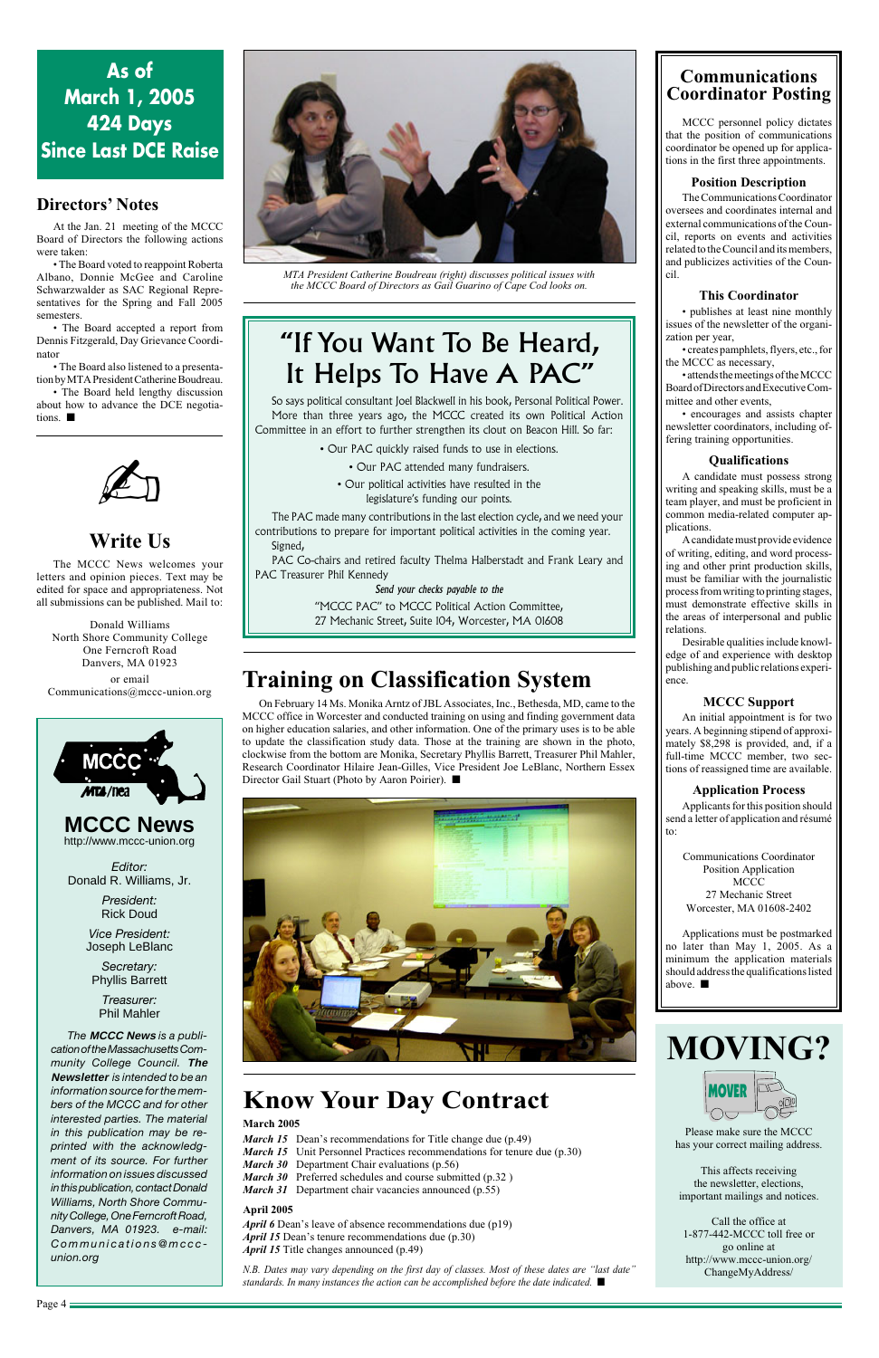# As of March 1, 2005 424 Days Since Last DCE Raise

## Directors' Notes

At the Jan. 21 meeting of the MCCC Board of Directors the following actions were taken:

• The Board voted to reappoint Roberta Albano, Donnie McGee and Caroline Schwarzwalder as SAC Regional Representatives for the Spring and Fall 2005 semesters.

• The Board accepted a report from Dennis Fitzgerald, Day Grievance Coordinator

• The Board also listened to a presentation by MTA President Catherine Boudreau.

• The Board held lengthy discussion about how to advance the DCE negotiations. ■

## Write Us

The MCCC News welcomes your letters and opinion pieces. Text may be edited for space and appropriateness. Not all submissions can be published. Mail to:

Donald Williams
North Shore Community College
One Ferncroft Road
Danvers, MA 01923

or email
Communications@mccc-union.org

MCCC MTA/nea

## MCCC News

http://www.mccc-union.org

*Editor:*
Donald R. Williams, Jr.

*President:*
Rick Doud

*Vice President:*
Joseph LeBlanc

*Secretary:*
Phyllis Barrett

*Treasurer:*
Phil Mahler

*The **MCCC News** is a publication of the Massachusetts Community College Council. **The Newsletter** is intended to be an information source for the members of the MCCC and for other interested parties. The material in this publication may be reprinted with the acknowledgment of its source. For further information on issues discussed in this publication, contact Donald Williams, North Shore Community College, One Ferncroft Road, Danvers, MA 01923. e-mail: Communications@mccc-union.org*

*MTA President Catherine Boudreau (right) discusses political issues with the MCCC Board of Directors as Gail Guarino of Cape Cod looks on.*

## "If You Want To Be Heard, It Helps To Have A PAC"

So says political consultant Joel Blackwell in his book, Personal Political Power. More than three years ago, the MCCC created its own Political Action Committee in an effort to further strengthen its clout on Beacon Hill. So far:

• Our PAC quickly raised funds to use in elections.

• Our PAC attended many fundraisers.

• Our political activities have resulted in the legislature's funding our points.

The PAC made many contributions in the last election cycle, and we need your contributions to prepare for important political activities in the coming year.

Signed,

PAC Co-chairs and retired faculty Thelma Halberstadt and Frank Leary and PAC Treasurer Phil Kennedy

*Send your checks payable to the*

"MCCC PAC" to MCCC Political Action Committee,
27 Mechanic Street, Suite 104, Worcester, MA 01608

## Training on Classification System

On February 14 Ms. Monika Arntz of JBL Associates, Inc., Bethesda, MD, came to the MCCC office in Worcester and conducted training on using and finding government data on higher education salaries, and other information. One of the primary uses is to be able to update the classification study data. Those at the training are shown in the photo, clockwise from the bottom are Monika, Secretary Phyllis Barrett, Treasurer Phil Mahler, Research Coordinator Hilaire Jean-Gilles, Vice President Joe LeBlanc, Northern Essex Director Gail Stuart (Photo by Aaron Poirier). ■

## Know Your Day Contract

**March 2005**

*March 15* Dean's recommendations for Title change due (p.49)
*March 15* Unit Personnel Practices recommendations for tenure due (p.30)
*March 30* Department Chair evaluations (p.56)
*March 30* Preferred schedules and course submitted (p.32 )
*March 31* Department chair vacancies announced (p.55)

**April 2005**

*April 6* Dean's leave of absence recommendations due (p19)
*April 15* Dean's tenure recommendations due (p.30)
*April 15* Title changes announced (p.49)

*N.B. Dates may vary depending on the first day of classes. Most of these dates are "last date" standards. In many instances the action can be accomplished before the date indicated.* ■

## Communications Coordinator Posting

MCCC personnel policy dictates that the position of communications coordinator be opened up for applications in the first three appointments.

### Position Description

The Communications Coordinator oversees and coordinates internal and external communications of the Council, reports on events and activities related to the Council and its members, and publicizes activities of the Council.

### This Coordinator

• publishes at least nine monthly issues of the newsletter of the organization per year,

• creates pamphlets, flyers, etc., for the MCCC as necessary,

• attends the meetings of the MCCC Board of Directors and Executive Committee and other events,

• encourages and assists chapter newsletter coordinators, including offering training opportunities.

### Qualifications

A candidate must possess strong writing and speaking skills, must be a team player, and must be proficient in common media-related computer applications.

A candidate must provide evidence of writing, editing, and word processing and other print production skills, must be familiar with the journalistic process from writing to printing stages, must demonstrate effective skills in the areas of interpersonal and public relations.

Desirable qualities include knowledge of and experience with desktop publishing and public relations experience.

### MCCC Support

An initial appointment is for two years. A beginning stipend of approximately $8,298 is provided, and, if a full-time MCCC member, two sections of reassigned time are available.

### Application Process

Applicants for this position should send a letter of application and résumé to:

Communications Coordinator
Position Application
MCCC
27 Mechanic Street
Worcester, MA 01608-2402

Applications must be postmarked no later than May 1, 2005. As a minimum the application materials should address the qualifications listed above. ■

# MOVING?

MOVER

Please make sure the MCCC has your correct mailing address.

This affects receiving the newsletter, elections, important mailings and notices.

Call the office at
1-877-442-MCCC toll free or
go online at
http://www.mccc-union.org/ChangeMyAddress/